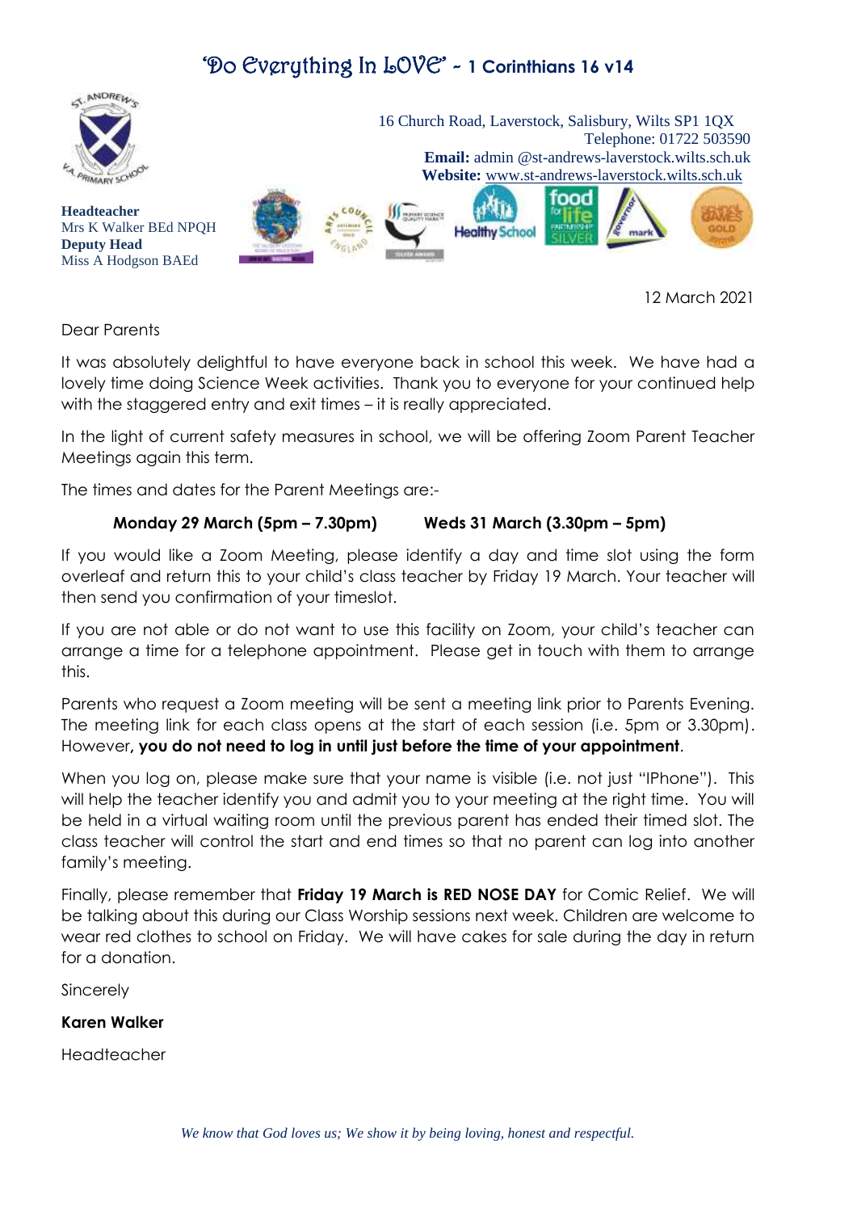# 'Do Everything In LOVE' - 1 Corinthians 16 v14

16 Church Road, Laverstock, Salisbury, Wilts SP1 1QX
Telephone: 01722 503590
**Email:** admin @st-andrews-laverstock.wilts.sch.uk
**Website:** www.st-andrews-laverstock.wilts.sch.uk

**Headteacher**
Mrs K Walker BEd NPQH
**Deputy Head**
Miss A Hodgson BAEd

12 March 2021

Dear Parents

It was absolutely delightful to have everyone back in school this week. We have had a lovely time doing Science Week activities. Thank you to everyone for your continued help with the staggered entry and exit times – it is really appreciated.

In the light of current safety measures in school, we will be offering Zoom Parent Teacher Meetings again this term.

The times and dates for the Parent Meetings are:-

**Monday 29 March (5pm – 7.30pm)**  **Weds 31 March (3.30pm – 5pm)**

If you would like a Zoom Meeting, please identify a day and time slot using the form overleaf and return this to your child's class teacher by Friday 19 March. Your teacher will then send you confirmation of your timeslot.

If you are not able or do not want to use this facility on Zoom, your child's teacher can arrange a time for a telephone appointment. Please get in touch with them to arrange this.

Parents who request a Zoom meeting will be sent a meeting link prior to Parents Evening. The meeting link for each class opens at the start of each session (i.e. 5pm or 3.30pm). However**, you do not need to log in until just before the time of your appointment**.

When you log on, please make sure that your name is visible (i.e. not just "IPhone"). This will help the teacher identify you and admit you to your meeting at the right time. You will be held in a virtual waiting room until the previous parent has ended their timed slot. The class teacher will control the start and end times so that no parent can log into another family's meeting.

Finally, please remember that **Friday 19 March is RED NOSE DAY** for Comic Relief. We will be talking about this during our Class Worship sessions next week. Children are welcome to wear red clothes to school on Friday. We will have cakes for sale during the day in return for a donation.

Sincerely

**Karen Walker**

Headteacher

*We know that God loves us; We show it by being loving, honest and respectful.*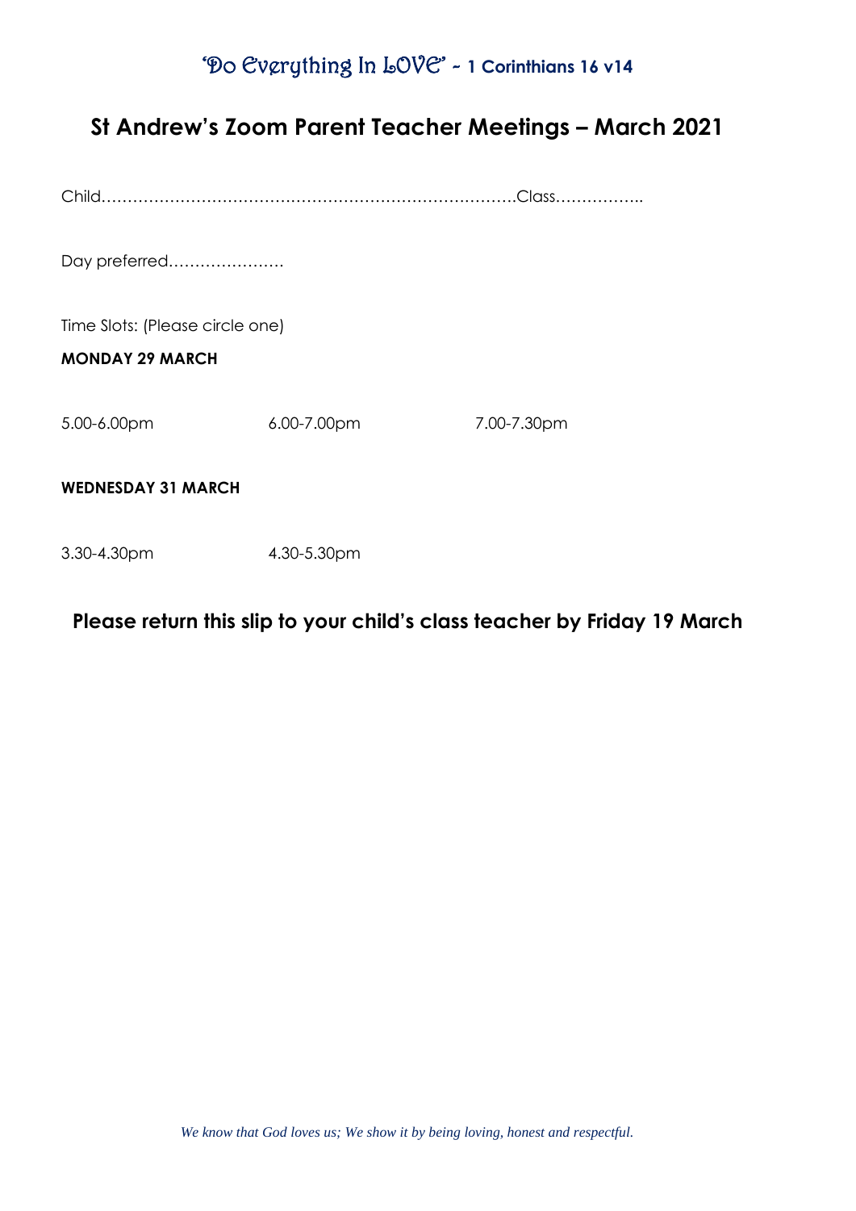'Do Everything In LOVE' ~ **1 Corinthians 16 v14**

# St Andrew's Zoom Parent Teacher Meetings – March 2021

Child……………………………………………………………………Class……………..

Day preferred…………………

Time Slots: (Please circle one)

**MONDAY 29 MARCH**

5.00-6.00pm 6.00-7.00pm 7.00-7.30pm

**WEDNESDAY 31 MARCH**

3.30-4.30pm 4.30-5.30pm

**Please return this slip to your child's class teacher by Friday 19 March**

*We know that God loves us; We show it by being loving, honest and respectful.*